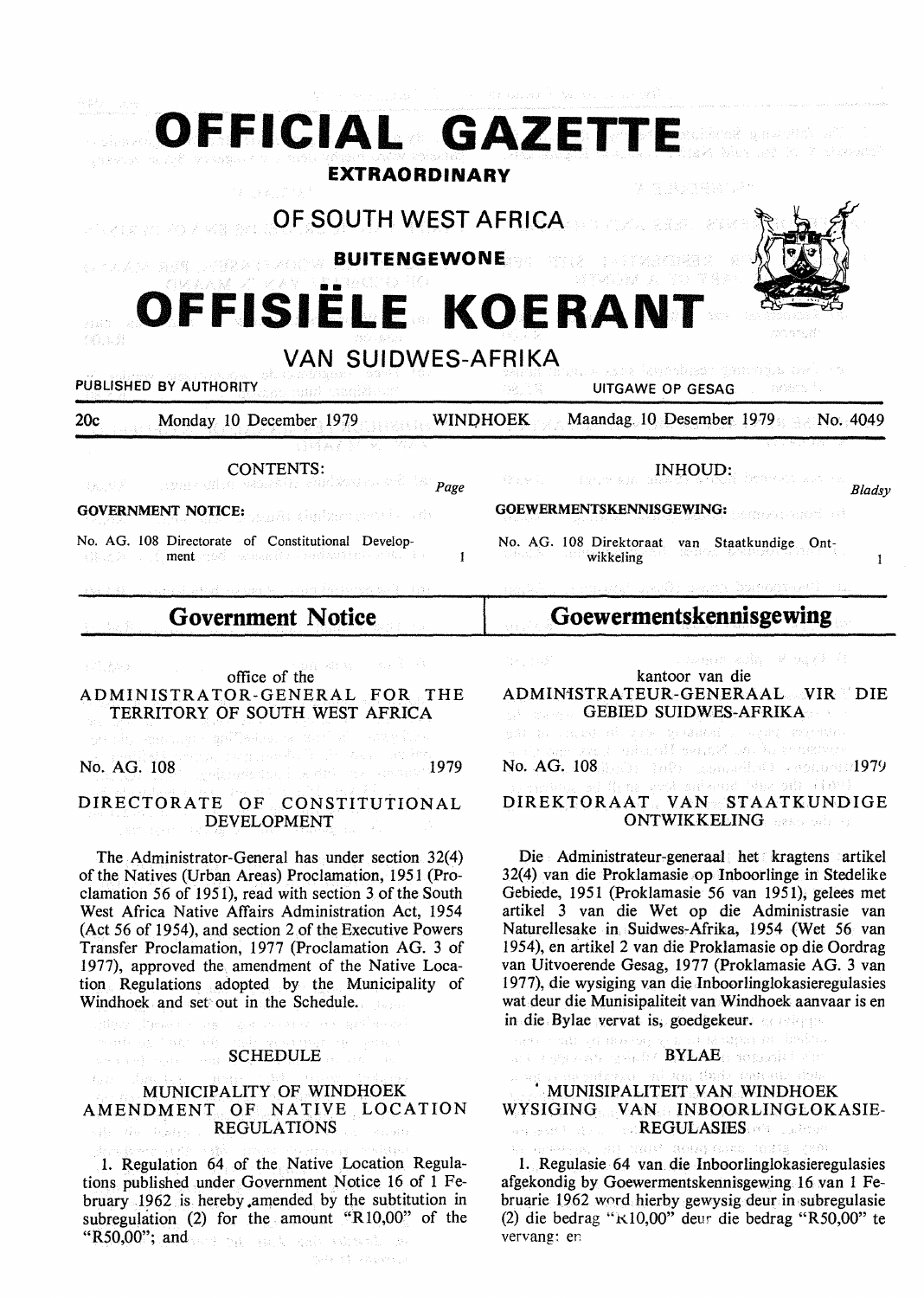# OFFICIAL GAZETTE

**EXTRAORDINARY**

## OF SOUTH WEST AFRICA

**BUITENGEWONE**

# OFFISIËLE KOERANT

## VAN SUIDWES-AFRIKA

PUBLISHED BY AUTHORITY — UITGAWE OP GESAG

20c — Monday 10 December 1979 — WINDHOEK — Maandag 10 Desember 1979 — No. 4049

CONTENTS: | Page

**GOVERNMENT NOTICE:**

No. AG. 108 Directorate of Constitutional Development — 1

## Government Notice

office of the
ADMINISTRATOR-GENERAL FOR THE TERRITORY OF SOUTH WEST AFRICA

No. AG. 108 — 1979

DIRECTORATE OF CONSTITUTIONAL DEVELOPMENT

The Administrator-General has under section 32(4) of the Natives (Urban Areas) Proclamation, 1951 (Proclamation 56 of 1951), read with section 3 of the South West Africa Native Affairs Administration Act, 1954 (Act 56 of 1954), and section 2 of the Executive Powers Transfer Proclamation, 1977 (Proclamation AG. 3 of 1977), approved the amendment of the Native Location Regulations adopted by the Municipality of Windhoek and set out in the Schedule.

SCHEDULE

MUNICIPALITY OF WINDHOEK
AMENDMENT OF NATIVE LOCATION REGULATIONS

1. Regulation 64 of the Native Location Regulations published under Government Notice 16 of 1 February 1962 is hereby amended by the subtitution in subregulation (2) for the amount "R10,00" of the "R50,00"; and

INHOUD: | Bladsy

**GOEWERMENTSKENNISGEWING:**

No. AG. 108 Direktoraat van Staatkundige Ontwikkeling — 1

## Goewermentskennisgewing

kantoor van die
ADMINISTRATEUR-GENERAAL VIR DIE GEBIED SUIDWES-AFRIKA

No. AG. 108 — 1979

DIREKTORAAT VAN STAATKUNDIGE ONTWIKKELING

Die Administrateur-generaal het kragtens artikel 32(4) van die Proklamasie op Inboorlinge in Stedelike Gebiede, 1951 (Proklamasie 56 van 1951), gelees met artikel 3 van die Wet op die Administrasie van Naturellesake in Suidwes-Afrika, 1954 (Wet 56 van 1954), en artikel 2 van die Proklamasie op die Oordrag van Uitvoerende Gesag, 1977 (Proklamasie AG. 3 van 1977), die wysiging van die Inboorlinglokasieregulasies wat deur die Munisipaliteit van Windhoek aanvaar is en in die Bylae vervat is, goedgekeur.

BYLAE

MUNISIPALITEIT VAN WINDHOEK
WYSIGING VAN INBOORLINGLOKASIE-REGULASIES

1. Regulasie 64 van die Inboorlinglokasieregulasies afgekondig by Goewermentskennisgewing 16 van 1 Februarie 1962 word hierby gewysig deur in subregulasie (2) die bedrag "R10,00" deur die bedrag "R50,00" te vervang: en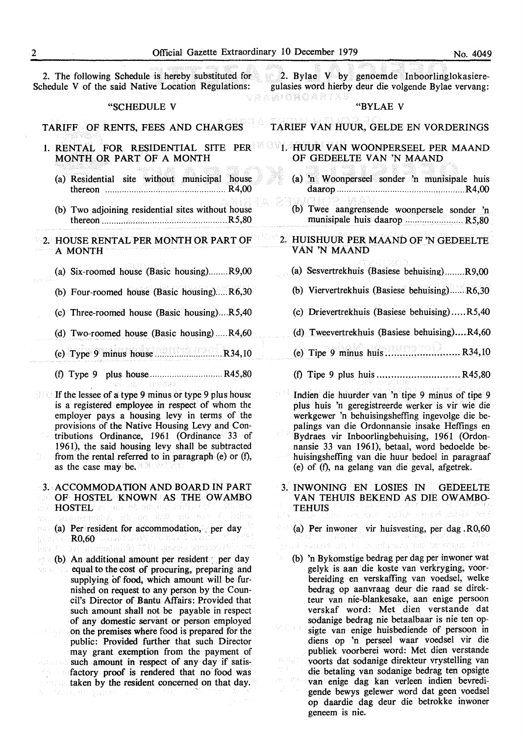2. The following Schedule is hereby substituted for Schedule V of the said Native Location Regulations:

"SCHEDULE V

TARIFF OF RENTS, FEES AND CHARGES

1. RENTAL FOR RESIDENTIAL SITE PER MONTH OR PART OF A MONTH

(a) Residential site without municipal house thereon .................................................. R4,00

(b) Two adjoining residential sites without house thereon .................................................. R5,80

2. HOUSE RENTAL PER MONTH OR PART OF A MONTH

(a) Six-roomed house (Basic housing)........R9,00

(b) Four-roomed house (Basic housing).....R6,30

(c) Three-roomed house (Basic housing)....R5,40

(d) Two-roomed house (Basic housing).....R4,60

(e) Type 9 minus house ............................ R34,10

(f) Type 9 plus house ............................ R45,80

If the lessee of a type 9 minus or type 9 plus house is a registered employee in respect of whom the employer pays a housing levy in terms of the provisions of the Native Housing Levy and Contributions Ordinance, 1961 (Ordinance 33 of 1961), the said housing levy shall be subtracted from the rental referred to in paragraph (e) or (f), as the case may be.

3. ACCOMMODATION AND BOARD IN PART OF HOSTEL KNOWN AS THE OWAMBO HOSTEL

(a) Per resident for accommodation, per day R0,60

(b) An additional amount per resident per day equal to the cost of procuring, preparing and supplying of food, which amount will be furnished on request to any person by the Council's Director of Bantu Affairs: Provided that such amount shall not be payable in respect of any domestic servant or person employed on the premises where food is prepared for the public: Provided further that such Director may grant exemption from the payment of such amount in respect of any day if satisfactory proof is rendered that no food was taken by the resident concerned on that day.

2. Bylae V by genoemde Inboorlinglokasieregulasies word hierby deur die volgende Bylae vervang:

"BYLAE V

TARIEF VAN HUUR, GELDE EN VORDERINGS

1. HUUR VAN WOONPERSEEL PER MAAND OF GEDEELTE VAN 'N MAAND

(a) 'n Woonperseel sonder 'n munisipale huis daarop .................................................. R4,00

(b) Twee aangrensende woonpersele sonder 'n munisipale huis daarop ........................ R5,80

2. HUISHUUR PER MAAND OF 'N GEDEELTE VAN 'N MAAND

(a) Sesvertrekhuis (Basiese behuising).........R9,00

(b) Viervertrekhuis (Basiese behuising).......R6,30

(c) Drievertrekhuis (Basiese behuising).....R5,40

(d) Tweevertrekhuis (Basiese behuising)....R4,60

(e) Tipe 9 minus huis .......................... R34,10

(f) Tipe 9 plus huis ............................ R45,80

Indien die huurder van 'n tipe 9 minus of tipe 9 plus huis 'n geregistreerde werker is vir wie die werkgewer 'n behuisingsheffing ingevolge die bepalings van die Ordonnansie insake Heffings en Bydraes vir Inboorlingbehuising, 1961 (Ordonnansie 33 van 1961), betaal, word bedoelde behuisingsheffing van die huur bedoel in paragraaf (e) of (f), na gelang van die geval, afgetrek.

3. INWONING EN LOSIES IN GEDEELTE VAN TEHUIS BEKEND AS DIE OWAMBO-TEHUIS

(a) Per inwoner vir huisvesting, per dag .R0,60

(b) 'n Bykomstige bedrag per dag per inwoner wat gelyk is aan die koste van verkryging, voorbereiding en verskaffing van voedsel, welke bedrag op aanvraag deur die raad se direkteur van nie-blankesake, aan enige persoon verskaf word: Met dien verstande dat sodanige bedrag nie betaalbaar is nie ten opsigte van enige huisbediende of persoon in diens op 'n perseel waar voedsel vir die publiek voorberei word: Met dien verstande voorts dat sodanige direkteur vrystelling van die betaling van sodanige bedrag ten opsigte van enige dag kan verleen indien bevredigende bewys gelewer word dat geen voedsel op daardie dag deur die betrokke inwoner geneem is nie.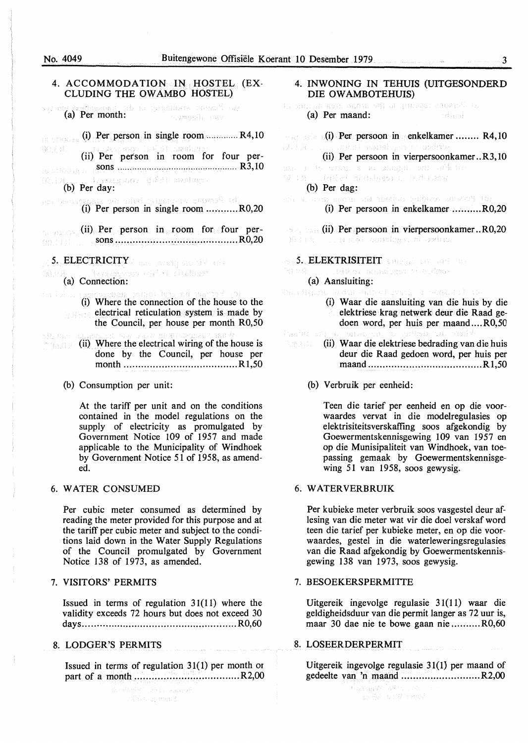## 4. ACCOMMODATION IN HOSTEL (EXCLUDING THE OWAMBO HOSTEL)

(a) Per month:

(i) Per person in single room ............ R4,10

(ii) Per person in room for four persons ............................................... R3,10

(b) Per day:

(i) Per person in single room ........... R0,20

(ii) Per person in room for four persons .......................................... R0,20

## 5. ELECTRICITY

(a) Connection:

(i) Where the connection of the house to the electrical reticulation system is made by the Council, per house per month R0,50

(ii) Where the electrical wiring of the house is done by the Council, per house per month ....................................... R1,50

(b) Consumption per unit:

At the tariff per unit and on the conditions contained in the model regulations on the supply of electricity as promulgated by Government Notice 109 of 1957 and made applicable to the Municipality of Windhoek by Government Notice 51 of 1958, as amended.

## 6. WATER CONSUMED

Per cubic meter consumed as determined by reading the meter provided for this purpose and at the tariff per cubic meter and subject to the conditions laid down in the Water Supply Regulations of the Council promulgated by Government Notice 138 of 1973, as amended.

## 7. VISITORS' PERMITS

Issued in terms of regulation 31(11) where the validity exceeds 72 hours but does not exceed 30 days.................................................... R0,60

## 8. LODGER'S PERMITS

Issued in terms of regulation 31(1) per month or part of a month ................................... R2,00

## 4. INWONING IN TEHUIS (UITGESONDERD DIE OWAMBOTEHUIS)

(a) Per maand:

(i) Per persoon in enkelkamer ........ R4,10

(ii) Per persoon in vierpersoonkamer..R3,10

(b) Per dag:

(i) Per persoon in enkelkamer .......... R0,20

(ii) Per persoon in vierpersoonkamer..R0,20

## 5. ELEKTRISITEIT

(a) Aansluiting:

(i) Waar die aansluiting van die huis by die elektriese krag netwerk deur die Raad gedoen word, per huis per maand.... R0,50

(ii) Waar die elektriese bedrading van die huis deur die Raad gedoen word, per huis per maand ...................................... R1,50

(b) Verbruik per eenheid:

Teen die tarief per eenheid en op die voorwaardes vervat in die modelregulasies op elektrisiteitsverskaffing soos afgekondig by Goewermentskennisgewing 109 van 1957 en op die Munisipaliteit van Windhoek, van toepassing gemaak by Goewermentskennisgewing 51 van 1958, soos gewysig.

## 6. WATERVERBRUIK

Per kubieke meter verbruik soos vasgestel deur aflesing van die meter wat vir die doel verskaf word teen die tarief per kubieke meter, en op die voorwaardes, gestel in die waterleweringsregulasies van die Raad afgekondig by Goewermentskennisgewing 138 van 1973, soos gewysig.

## 7. BESOEKERSPERMITTE

Uitgereik ingevolge regulasie 31(11) waar die geldigheidsduur van die permit langer as 72 uur is, maar 30 dae nie te bowe gaan nie .......... R0,60

## 8. LOSEERDERPERMIT

Uitgereik ingevolge regulasie 31(1) per maand of gedeelte van 'n maand .......................... R2,00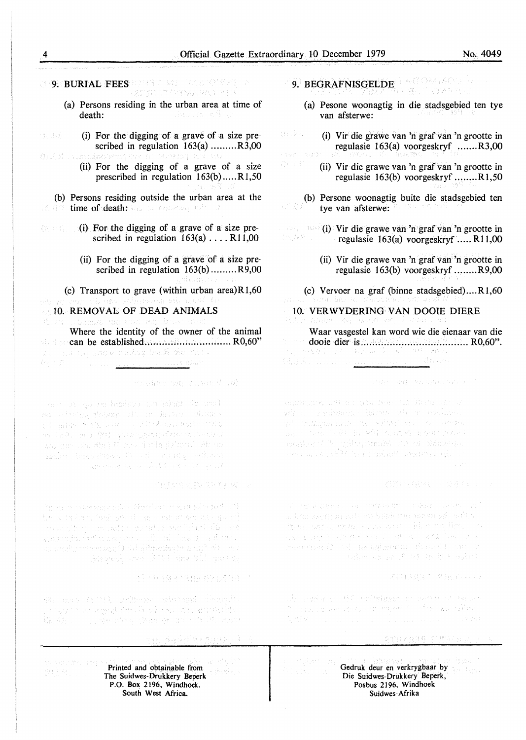## 9. BURIAL FEES

(a) Persons residing in the urban area at time of death:

(i) For the digging of a grave of a size prescribed in regulation 163(a) .........R3,00

(ii) For the digging of a grave of a size prescribed in regulation 163(b).....R1,50

(b) Persons residing outside the urban area at the time of death:

(i) For the digging of a grave of a size prescribed in regulation 163(a) .... R11,00

(ii) For the digging of a grave of a size prescribed in regulation 163(b).........R9,00

(c) Transport to grave (within urban area)R1,60

## 10. REMOVAL OF DEAD ANIMALS

Where the identity of the owner of the animal can be established.............................. R0,60"

## 9. BEGRAFNISGELDE

(a) Pesone woonagtig in die stadsgebied ten tye van afsterwe:

(i) Vir die grawe van 'n graf van 'n grootte in regulasie 163(a) voorgeskryf .......R3,00

(ii) Vir die grawe van 'n graf van 'n grootte in regulasie 163(b) voorgeskryf ........R1,50

(b) Persone woonagtig buite die stadsgebied ten tye van afsterwe:

(i) Vir die grawe van 'n graf van 'n grootte in regulasie 163(a) voorgeskryf..... R11,00

(ii) Vir die grawe van 'n graf van 'n grootte in regulasie 163(b) voorgeskryf ........R9,00

(c) Vervoer na graf (binne stadsgebied)....R1,60

## 10. VERWYDERING VAN DOOIE DIERE

Waar vasgestel kan word wie die eienaar van die dooie dier is.................................... R0,60".

---

Printed and obtainable from
The Suidwes-Drukkery Beperk
P.O. Box 2196, Windhoek.
South West Africa.

Gedruk deur en verkrygbaar by
Die Suidwes-Drukkery Beperk,
Posbus 2196, Windhoek
Suidwes-Afrika